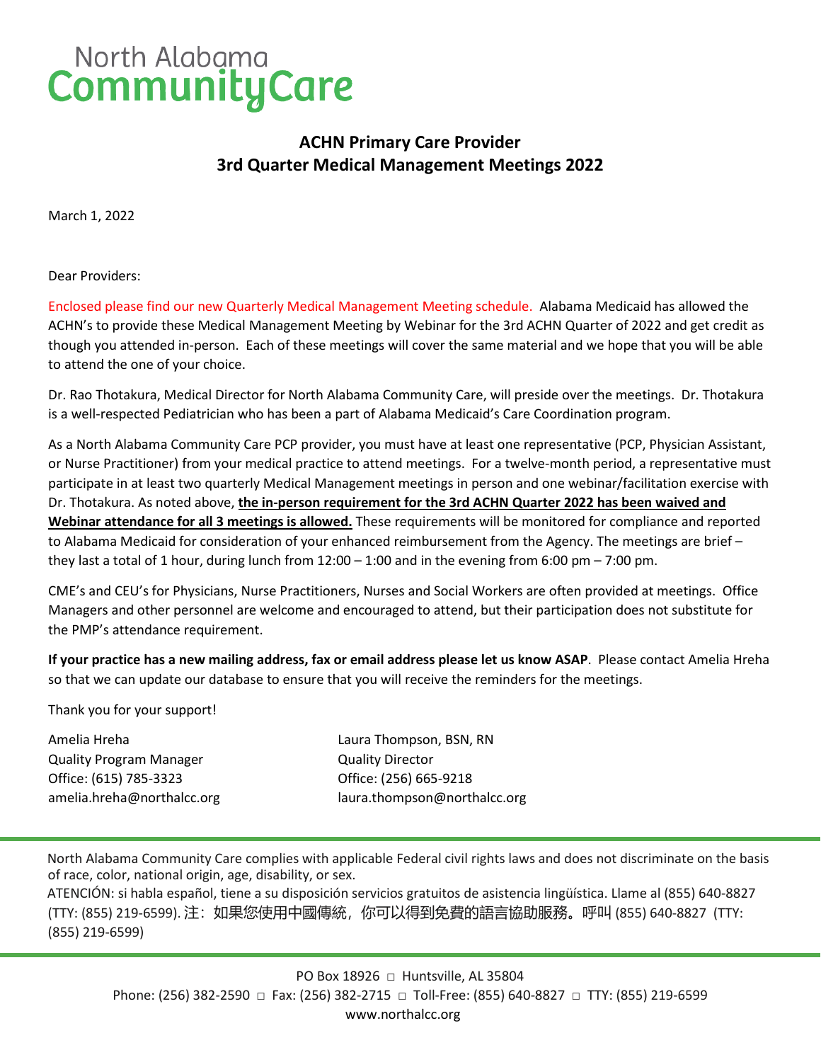North Alabama
CommunityCare

## ACHN Primary Care Provider
## 3rd Quarter Medical Management Meetings 2022

March 1, 2022

Dear Providers:

Enclosed please find our new Quarterly Medical Management Meeting schedule. Alabama Medicaid has allowed the ACHN's to provide these Medical Management Meeting by Webinar for the 3rd ACHN Quarter of 2022 and get credit as though you attended in-person. Each of these meetings will cover the same material and we hope that you will be able to attend the one of your choice.

Dr. Rao Thotakura, Medical Director for North Alabama Community Care, will preside over the meetings. Dr. Thotakura is a well-respected Pediatrician who has been a part of Alabama Medicaid's Care Coordination program.

As a North Alabama Community Care PCP provider, you must have at least one representative (PCP, Physician Assistant, or Nurse Practitioner) from your medical practice to attend meetings. For a twelve-month period, a representative must participate in at least two quarterly Medical Management meetings in person and one webinar/facilitation exercise with Dr. Thotakura. As noted above, **the in-person requirement for the 3rd ACHN Quarter 2022 has been waived and Webinar attendance for all 3 meetings is allowed.** These requirements will be monitored for compliance and reported to Alabama Medicaid for consideration of your enhanced reimbursement from the Agency. The meetings are brief – they last a total of 1 hour, during lunch from 12:00 – 1:00 and in the evening from 6:00 pm – 7:00 pm.

CME's and CEU's for Physicians, Nurse Practitioners, Nurses and Social Workers are often provided at meetings. Office Managers and other personnel are welcome and encouraged to attend, but their participation does not substitute for the PMP's attendance requirement.

**If your practice has a new mailing address, fax or email address please let us know ASAP**. Please contact Amelia Hreha so that we can update our database to ensure that you will receive the reminders for the meetings.

Thank you for your support!

Amelia Hreha
Quality Program Manager
Office: (615) 785-3323
amelia.hreha@northalcc.org

Laura Thompson, BSN, RN
Quality Director
Office: (256) 665-9218
laura.thompson@northalcc.org

North Alabama Community Care complies with applicable Federal civil rights laws and does not discriminate on the basis of race, color, national origin, age, disability, or sex.
ATENCIÓN: si habla español, tiene a su disposición servicios gratuitos de asistencia lingüística. Llame al (855) 640-8827 (TTY: (855) 219-6599). 注：如果您使用中國傳統，你可以得到免費的語言協助服務。呼叫 (855) 640-8827 (TTY: (855) 219-6599)

PO Box 18926 □ Huntsville, AL 35804
Phone: (256) 382-2590 □ Fax: (256) 382-2715 □ Toll-Free: (855) 640-8827 □ TTY: (855) 219-6599
www.northalcc.org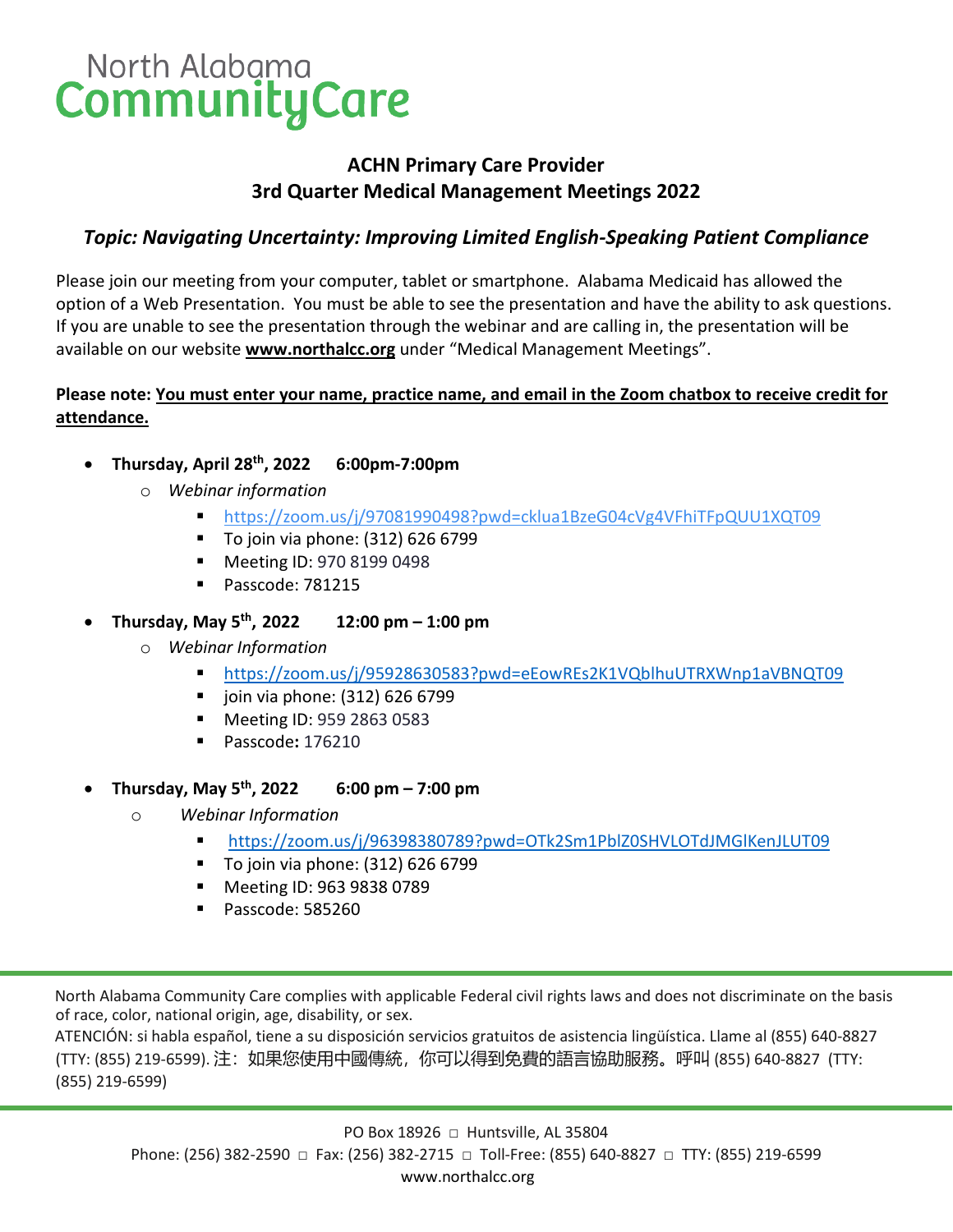North Alabama
CommunityCare

## ACHN Primary Care Provider
## 3rd Quarter Medical Management Meetings 2022

### *Topic: Navigating Uncertainty: Improving Limited English-Speaking Patient Compliance*

Please join our meeting from your computer, tablet or smartphone. Alabama Medicaid has allowed the option of a Web Presentation. You must be able to see the presentation and have the ability to ask questions. If you are unable to see the presentation through the webinar and are calling in, the presentation will be available on our website **www.northalcc.org** under "Medical Management Meetings".

**Please note: <u>You must enter your name, practice name, and email in the Zoom chatbox to receive credit for attendance.</u>**

- **Thursday, April 28th, 2022 6:00pm-7:00pm**
  - *Webinar information*
    - https://zoom.us/j/97081990498?pwd=cklua1BzeG04cVg4VFhiTFpQUU1XQT09
    - To join via phone: (312) 626 6799
    - Meeting ID: 970 8199 0498
    - Passcode: 781215
- **Thursday, May 5th, 2022 12:00 pm – 1:00 pm**
  - *Webinar Information*
    - https://zoom.us/j/95928630583?pwd=eEowREs2K1VQblhuUTRXWnp1aVBNQT09
    - join via phone: (312) 626 6799
    - Meeting ID: 959 2863 0583
    - Passcode**:** 176210
- **Thursday, May 5th, 2022 6:00 pm – 7:00 pm**
  - *Webinar Information*
    - https://zoom.us/j/96398380789?pwd=OTk2Sm1PblZ0SHVLOTdJMGlKenJLUT09
    - To join via phone: (312) 626 6799
    - Meeting ID: 963 9838 0789
    - Passcode: 585260

North Alabama Community Care complies with applicable Federal civil rights laws and does not discriminate on the basis of race, color, national origin, age, disability, or sex.
ATENCIÓN: si habla español, tiene a su disposición servicios gratuitos de asistencia lingüística. Llame al (855) 640-8827 (TTY: (855) 219-6599). 注：如果您使用中國傳統，你可以得到免費的語言協助服務。呼叫 (855) 640-8827 (TTY: (855) 219-6599)

PO Box 18926 □ Huntsville, AL 35804
Phone: (256) 382-2590 □ Fax: (256) 382-2715 □ Toll-Free: (855) 640-8827 □ TTY: (855) 219-6599
www.northalcc.org